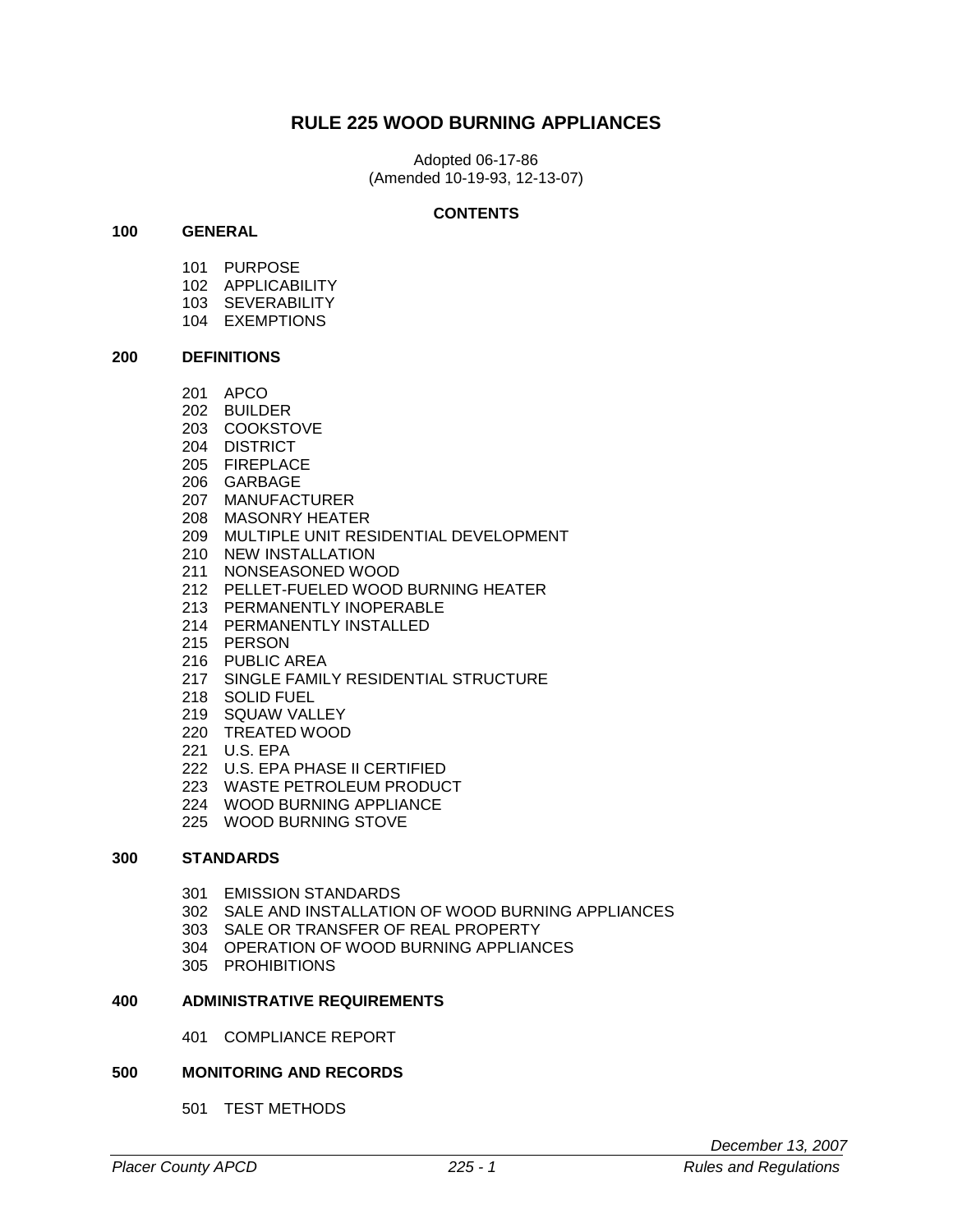# RULE 225 WOOD BURNING APPLIANCES

Adopted 06-17-86
(Amended 10-19-93, 12-13-07)

**CONTENTS**

**100 GENERAL**

- 101 PURPOSE
- 102 APPLICABILITY
- 103 SEVERABILITY
- 104 EXEMPTIONS

**200 DEFINITIONS**

- 201 APCO
- 202 BUILDER
- 203 COOKSTOVE
- 204 DISTRICT
- 205 FIREPLACE
- 206 GARBAGE
- 207 MANUFACTURER
- 208 MASONRY HEATER
- 209 MULTIPLE UNIT RESIDENTIAL DEVELOPMENT
- 210 NEW INSTALLATION
- 211 NONSEASONED WOOD
- 212 PELLET-FUELED WOOD BURNING HEATER
- 213 PERMANENTLY INOPERABLE
- 214 PERMANENTLY INSTALLED
- 215 PERSON
- 216 PUBLIC AREA
- 217 SINGLE FAMILY RESIDENTIAL STRUCTURE
- 218 SOLID FUEL
- 219 SQUAW VALLEY
- 220 TREATED WOOD
- 221 U.S. EPA
- 222 U.S. EPA PHASE II CERTIFIED
- 223 WASTE PETROLEUM PRODUCT
- 224 WOOD BURNING APPLIANCE
- 225 WOOD BURNING STOVE

**300 STANDARDS**

- 301 EMISSION STANDARDS
- 302 SALE AND INSTALLATION OF WOOD BURNING APPLIANCES
- 303 SALE OR TRANSFER OF REAL PROPERTY
- 304 OPERATION OF WOOD BURNING APPLIANCES
- 305 PROHIBITIONS

**400 ADMINISTRATIVE REQUIREMENTS**

- 401 COMPLIANCE REPORT

**500 MONITORING AND RECORDS**

- 501 TEST METHODS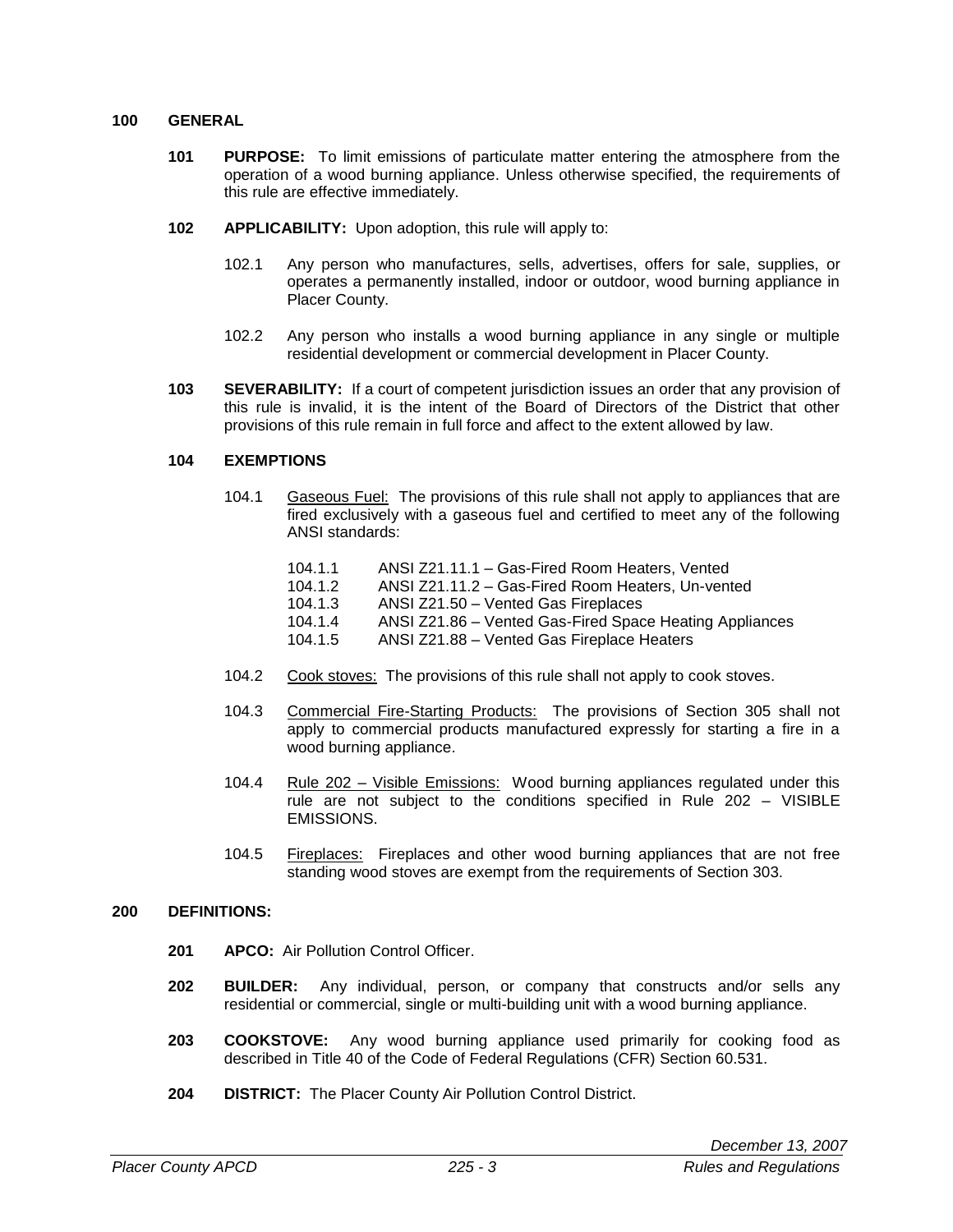## 100 GENERAL

**101 PURPOSE:** To limit emissions of particulate matter entering the atmosphere from the operation of a wood burning appliance. Unless otherwise specified, the requirements of this rule are effective immediately.

**102 APPLICABILITY:** Upon adoption, this rule will apply to:

102.1 Any person who manufactures, sells, advertises, offers for sale, supplies, or operates a permanently installed, indoor or outdoor, wood burning appliance in Placer County.

102.2 Any person who installs a wood burning appliance in any single or multiple residential development or commercial development in Placer County.

**103 SEVERABILITY:** If a court of competent jurisdiction issues an order that any provision of this rule is invalid, it is the intent of the Board of Directors of the District that other provisions of this rule remain in full force and affect to the extent allowed by law.

**104 EXEMPTIONS**

104.1 Gaseous Fuel: The provisions of this rule shall not apply to appliances that are fired exclusively with a gaseous fuel and certified to meet any of the following ANSI standards:

- 104.1.1 ANSI Z21.11.1 – Gas-Fired Room Heaters, Vented
- 104.1.2 ANSI Z21.11.2 – Gas-Fired Room Heaters, Un-vented
- 104.1.3 ANSI Z21.50 – Vented Gas Fireplaces
- 104.1.4 ANSI Z21.86 – Vented Gas-Fired Space Heating Appliances
- 104.1.5 ANSI Z21.88 – Vented Gas Fireplace Heaters

104.2 Cook stoves: The provisions of this rule shall not apply to cook stoves.

104.3 Commercial Fire-Starting Products: The provisions of Section 305 shall not apply to commercial products manufactured expressly for starting a fire in a wood burning appliance.

104.4 Rule 202 – Visible Emissions: Wood burning appliances regulated under this rule are not subject to the conditions specified in Rule 202 – VISIBLE EMISSIONS.

104.5 Fireplaces: Fireplaces and other wood burning appliances that are not free standing wood stoves are exempt from the requirements of Section 303.

## 200 DEFINITIONS:

**201 APCO:** Air Pollution Control Officer.

**202 BUILDER:** Any individual, person, or company that constructs and/or sells any residential or commercial, single or multi-building unit with a wood burning appliance.

**203 COOKSTOVE:** Any wood burning appliance used primarily for cooking food as described in Title 40 of the Code of Federal Regulations (CFR) Section 60.531.

**204 DISTRICT:** The Placer County Air Pollution Control District.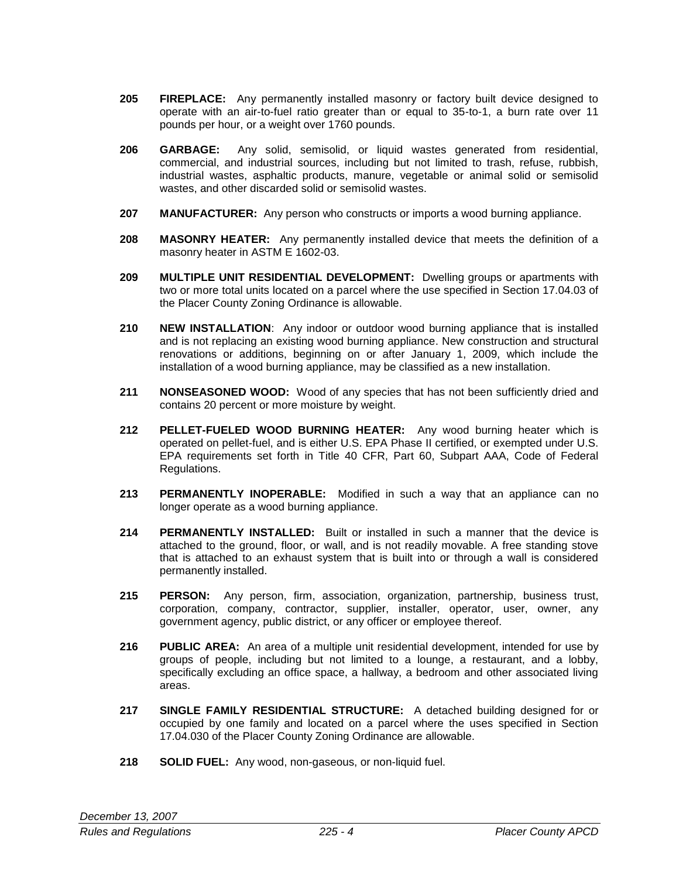**205** **FIREPLACE:** Any permanently installed masonry or factory built device designed to operate with an air-to-fuel ratio greater than or equal to 35-to-1, a burn rate over 11 pounds per hour, or a weight over 1760 pounds.

**206** **GARBAGE:** Any solid, semisolid, or liquid wastes generated from residential, commercial, and industrial sources, including but not limited to trash, refuse, rubbish, industrial wastes, asphaltic products, manure, vegetable or animal solid or semisolid wastes, and other discarded solid or semisolid wastes.

**207** **MANUFACTURER:** Any person who constructs or imports a wood burning appliance.

**208** **MASONRY HEATER:** Any permanently installed device that meets the definition of a masonry heater in ASTM E 1602-03.

**209** **MULTIPLE UNIT RESIDENTIAL DEVELOPMENT:** Dwelling groups or apartments with two or more total units located on a parcel where the use specified in Section 17.04.03 of the Placer County Zoning Ordinance is allowable.

**210** **NEW INSTALLATION**: Any indoor or outdoor wood burning appliance that is installed and is not replacing an existing wood burning appliance. New construction and structural renovations or additions, beginning on or after January 1, 2009, which include the installation of a wood burning appliance, may be classified as a new installation.

**211** **NONSEASONED WOOD:** Wood of any species that has not been sufficiently dried and contains 20 percent or more moisture by weight.

**212** **PELLET-FUELED WOOD BURNING HEATER:** Any wood burning heater which is operated on pellet-fuel, and is either U.S. EPA Phase II certified, or exempted under U.S. EPA requirements set forth in Title 40 CFR, Part 60, Subpart AAA, Code of Federal Regulations.

**213** **PERMANENTLY INOPERABLE:** Modified in such a way that an appliance can no longer operate as a wood burning appliance.

**214** **PERMANENTLY INSTALLED:** Built or installed in such a manner that the device is attached to the ground, floor, or wall, and is not readily movable. A free standing stove that is attached to an exhaust system that is built into or through a wall is considered permanently installed.

**215** **PERSON:** Any person, firm, association, organization, partnership, business trust, corporation, company, contractor, supplier, installer, operator, user, owner, any government agency, public district, or any officer or employee thereof.

**216** **PUBLIC AREA:** An area of a multiple unit residential development, intended for use by groups of people, including but not limited to a lounge, a restaurant, and a lobby, specifically excluding an office space, a hallway, a bedroom and other associated living areas.

**217** **SINGLE FAMILY RESIDENTIAL STRUCTURE:** A detached building designed for or occupied by one family and located on a parcel where the uses specified in Section 17.04.030 of the Placer County Zoning Ordinance are allowable.

**218** **SOLID FUEL:** Any wood, non-gaseous, or non-liquid fuel.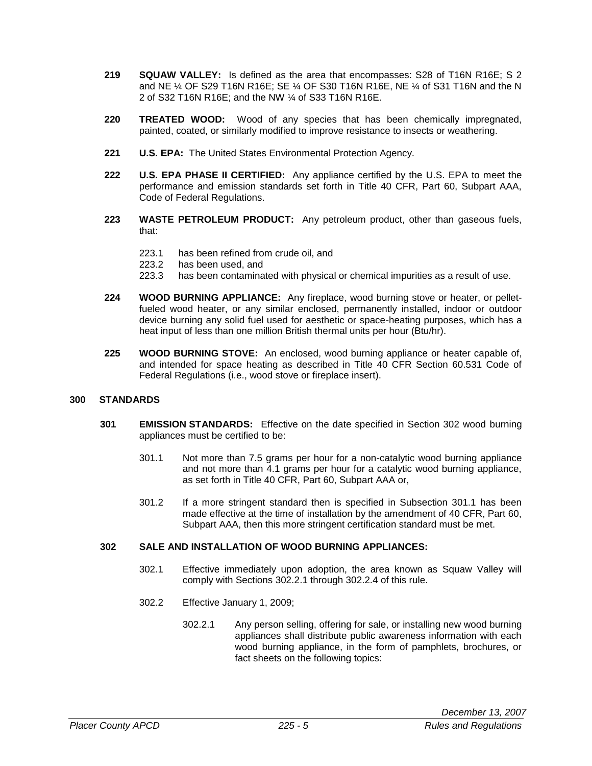**219** **SQUAW VALLEY:** Is defined as the area that encompasses: S28 of T16N R16E; S 2 and NE ¼ OF S29 T16N R16E; SE ¼ OF S30 T16N R16E, NE ¼ of S31 T16N and the N 2 of S32 T16N R16E; and the NW ¼ of S33 T16N R16E.

**220** **TREATED WOOD:** Wood of any species that has been chemically impregnated, painted, coated, or similarly modified to improve resistance to insects or weathering.

**221** **U.S. EPA:** The United States Environmental Protection Agency.

**222** **U.S. EPA PHASE II CERTIFIED:** Any appliance certified by the U.S. EPA to meet the performance and emission standards set forth in Title 40 CFR, Part 60, Subpart AAA, Code of Federal Regulations.

**223** **WASTE PETROLEUM PRODUCT:** Any petroleum product, other than gaseous fuels, that:

- 223.1 has been refined from crude oil, and
- 223.2 has been used, and
- 223.3 has been contaminated with physical or chemical impurities as a result of use.

**224** **WOOD BURNING APPLIANCE:** Any fireplace, wood burning stove or heater, or pellet-fueled wood heater, or any similar enclosed, permanently installed, indoor or outdoor device burning any solid fuel used for aesthetic or space-heating purposes, which has a heat input of less than one million British thermal units per hour (Btu/hr).

**225** **WOOD BURNING STOVE:** An enclosed, wood burning appliance or heater capable of, and intended for space heating as described in Title 40 CFR Section 60.531 Code of Federal Regulations (i.e., wood stove or fireplace insert).

## 300 STANDARDS

**301** **EMISSION STANDARDS:** Effective on the date specified in Section 302 wood burning appliances must be certified to be:

301.1 Not more than 7.5 grams per hour for a non-catalytic wood burning appliance and not more than 4.1 grams per hour for a catalytic wood burning appliance, as set forth in Title 40 CFR, Part 60, Subpart AAA or,

301.2 If a more stringent standard then is specified in Subsection 301.1 has been made effective at the time of installation by the amendment of 40 CFR, Part 60, Subpart AAA, then this more stringent certification standard must be met.

**302** **SALE AND INSTALLATION OF WOOD BURNING APPLIANCES:**

302.1 Effective immediately upon adoption, the area known as Squaw Valley will comply with Sections 302.2.1 through 302.2.4 of this rule.

302.2 Effective January 1, 2009;

302.2.1 Any person selling, offering for sale, or installing new wood burning appliances shall distribute public awareness information with each wood burning appliance, in the form of pamphlets, brochures, or fact sheets on the following topics: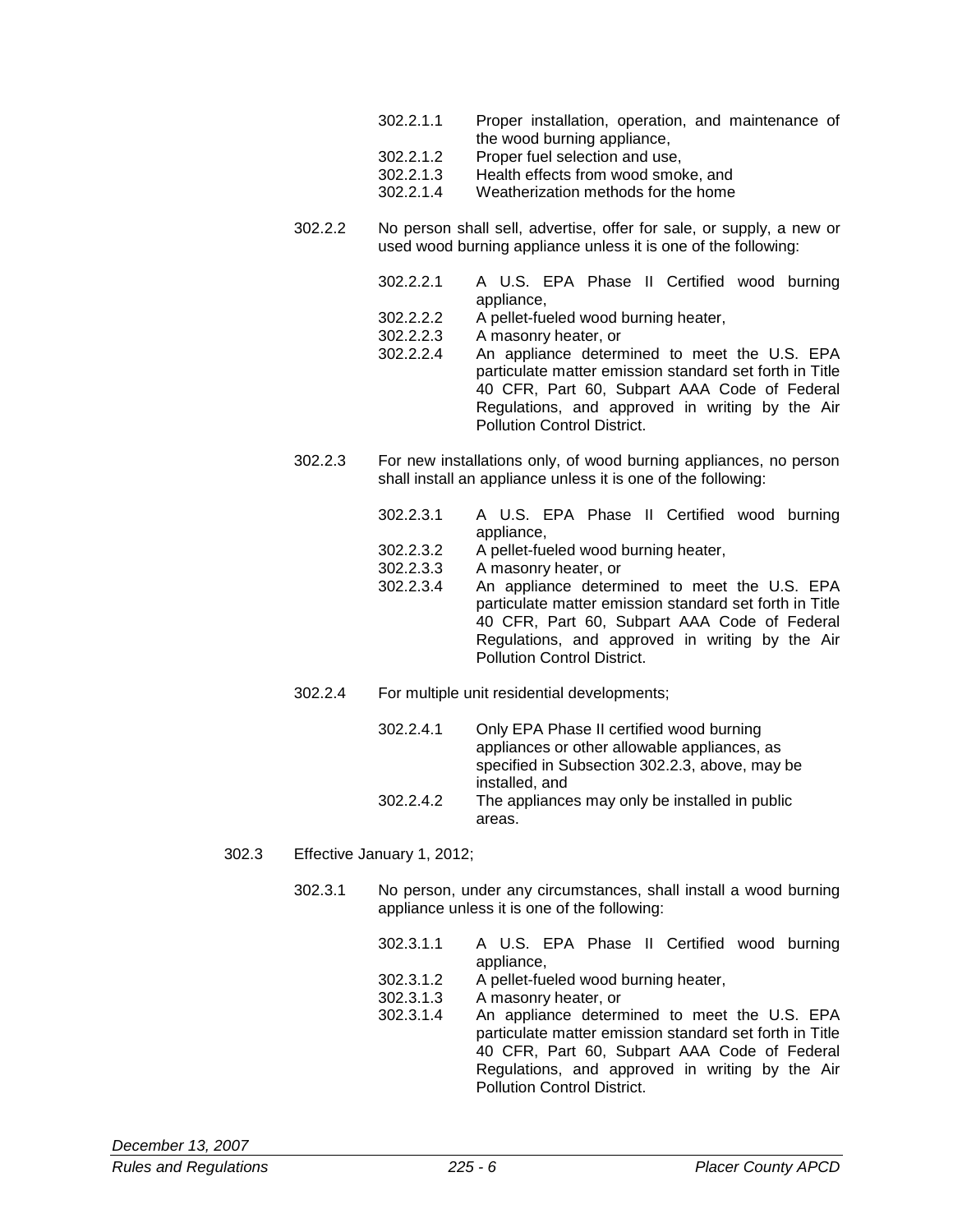302.2.1.1 Proper installation, operation, and maintenance of the wood burning appliance,

302.2.1.2 Proper fuel selection and use,

302.2.1.3 Health effects from wood smoke, and

302.2.1.4 Weatherization methods for the home

302.2.2 No person shall sell, advertise, offer for sale, or supply, a new or used wood burning appliance unless it is one of the following:

302.2.2.1 A U.S. EPA Phase II Certified wood burning appliance,

302.2.2.2 A pellet-fueled wood burning heater,

302.2.2.3 A masonry heater, or

302.2.2.4 An appliance determined to meet the U.S. EPA particulate matter emission standard set forth in Title 40 CFR, Part 60, Subpart AAA Code of Federal Regulations, and approved in writing by the Air Pollution Control District.

302.2.3 For new installations only, of wood burning appliances, no person shall install an appliance unless it is one of the following:

302.2.3.1 A U.S. EPA Phase II Certified wood burning appliance,

302.2.3.2 A pellet-fueled wood burning heater,

302.2.3.3 A masonry heater, or

302.2.3.4 An appliance determined to meet the U.S. EPA particulate matter emission standard set forth in Title 40 CFR, Part 60, Subpart AAA Code of Federal Regulations, and approved in writing by the Air Pollution Control District.

302.2.4 For multiple unit residential developments;

302.2.4.1 Only EPA Phase II certified wood burning appliances or other allowable appliances, as specified in Subsection 302.2.3, above, may be installed, and

302.2.4.2 The appliances may only be installed in public areas.

302.3 Effective January 1, 2012;

302.3.1 No person, under any circumstances, shall install a wood burning appliance unless it is one of the following:

302.3.1.1 A U.S. EPA Phase II Certified wood burning appliance,

302.3.1.2 A pellet-fueled wood burning heater,

302.3.1.3 A masonry heater, or

302.3.1.4 An appliance determined to meet the U.S. EPA particulate matter emission standard set forth in Title 40 CFR, Part 60, Subpart AAA Code of Federal Regulations, and approved in writing by the Air Pollution Control District.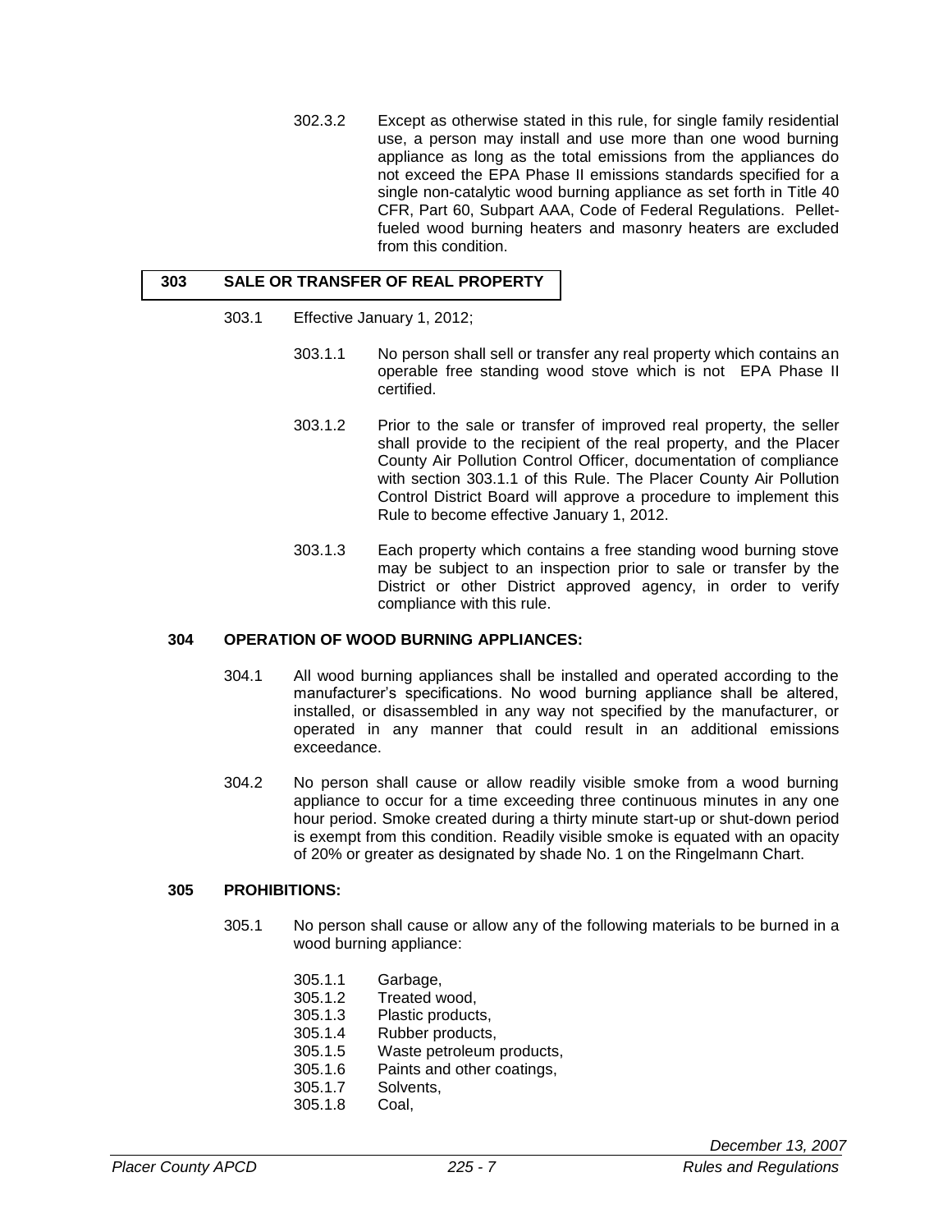302.3.2 Except as otherwise stated in this rule, for single family residential use, a person may install and use more than one wood burning appliance as long as the total emissions from the appliances do not exceed the EPA Phase II emissions standards specified for a single non-catalytic wood burning appliance as set forth in Title 40 CFR, Part 60, Subpart AAA, Code of Federal Regulations. Pellet-fueled wood burning heaters and masonry heaters are excluded from this condition.

## 303 SALE OR TRANSFER OF REAL PROPERTY

303.1 Effective January 1, 2012;

303.1.1 No person shall sell or transfer any real property which contains an operable free standing wood stove which is not EPA Phase II certified.

303.1.2 Prior to the sale or transfer of improved real property, the seller shall provide to the recipient of the real property, and the Placer County Air Pollution Control Officer, documentation of compliance with section 303.1.1 of this Rule. The Placer County Air Pollution Control District Board will approve a procedure to implement this Rule to become effective January 1, 2012.

303.1.3 Each property which contains a free standing wood burning stove may be subject to an inspection prior to sale or transfer by the District or other District approved agency, in order to verify compliance with this rule.

## 304 OPERATION OF WOOD BURNING APPLIANCES:

304.1 All wood burning appliances shall be installed and operated according to the manufacturer's specifications. No wood burning appliance shall be altered, installed, or disassembled in any way not specified by the manufacturer, or operated in any manner that could result in an additional emissions exceedance.

304.2 No person shall cause or allow readily visible smoke from a wood burning appliance to occur for a time exceeding three continuous minutes in any one hour period. Smoke created during a thirty minute start-up or shut-down period is exempt from this condition. Readily visible smoke is equated with an opacity of 20% or greater as designated by shade No. 1 on the Ringelmann Chart.

## 305 PROHIBITIONS:

305.1 No person shall cause or allow any of the following materials to be burned in a wood burning appliance:

305.1.1 Garbage,
305.1.2 Treated wood,
305.1.3 Plastic products,
305.1.4 Rubber products,
305.1.5 Waste petroleum products,
305.1.6 Paints and other coatings,
305.1.7 Solvents,
305.1.8 Coal,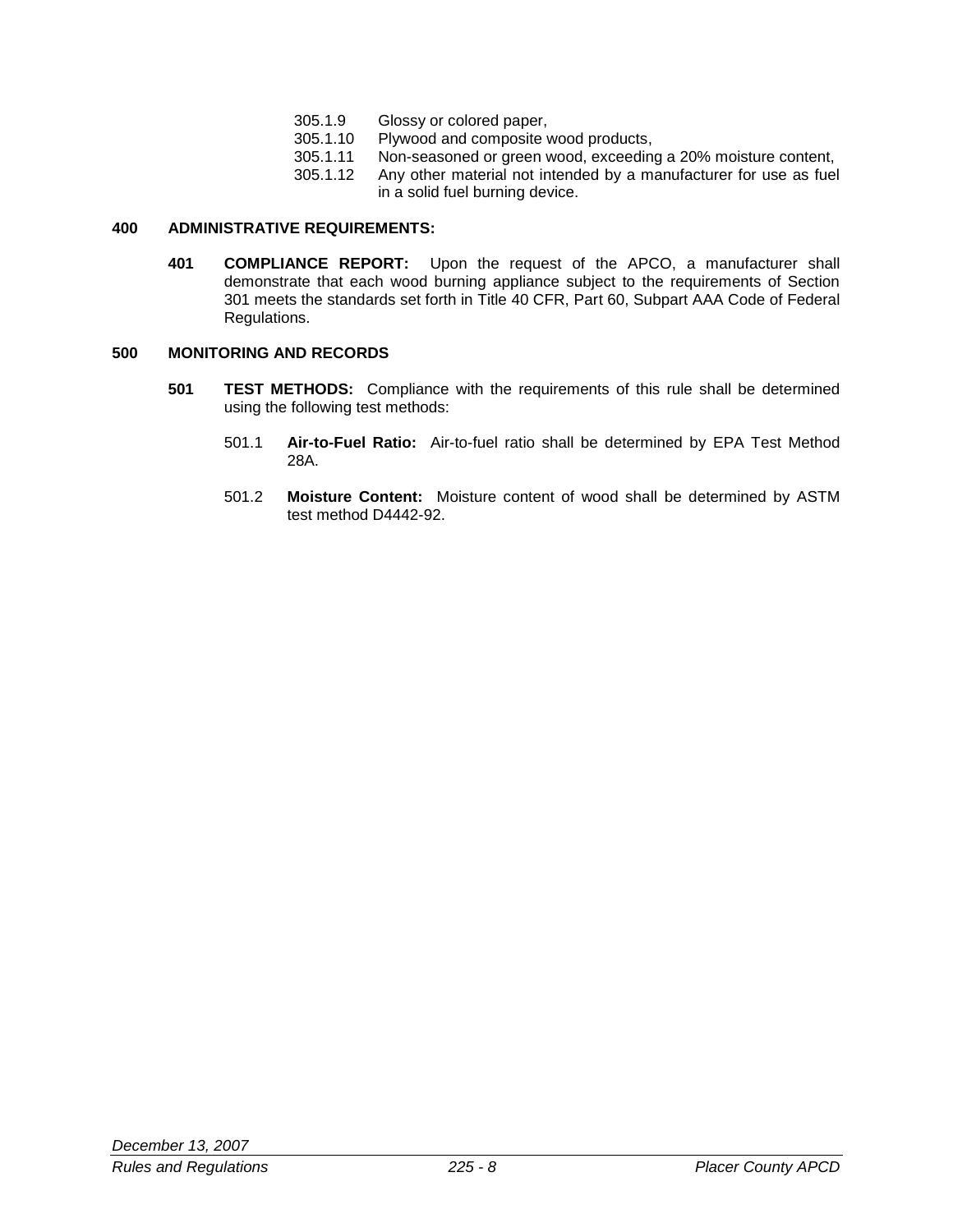305.1.9 Glossy or colored paper,

305.1.10 Plywood and composite wood products,

305.1.11 Non-seasoned or green wood, exceeding a 20% moisture content,

305.1.12 Any other material not intended by a manufacturer for use as fuel in a solid fuel burning device.

## 400 ADMINISTRATIVE REQUIREMENTS:

**401 COMPLIANCE REPORT:** Upon the request of the APCO, a manufacturer shall demonstrate that each wood burning appliance subject to the requirements of Section 301 meets the standards set forth in Title 40 CFR, Part 60, Subpart AAA Code of Federal Regulations.

## 500 MONITORING AND RECORDS

**501 TEST METHODS:** Compliance with the requirements of this rule shall be determined using the following test methods:

501.1 **Air-to-Fuel Ratio:** Air-to-fuel ratio shall be determined by EPA Test Method 28A.

501.2 **Moisture Content:** Moisture content of wood shall be determined by ASTM test method D4442-92.